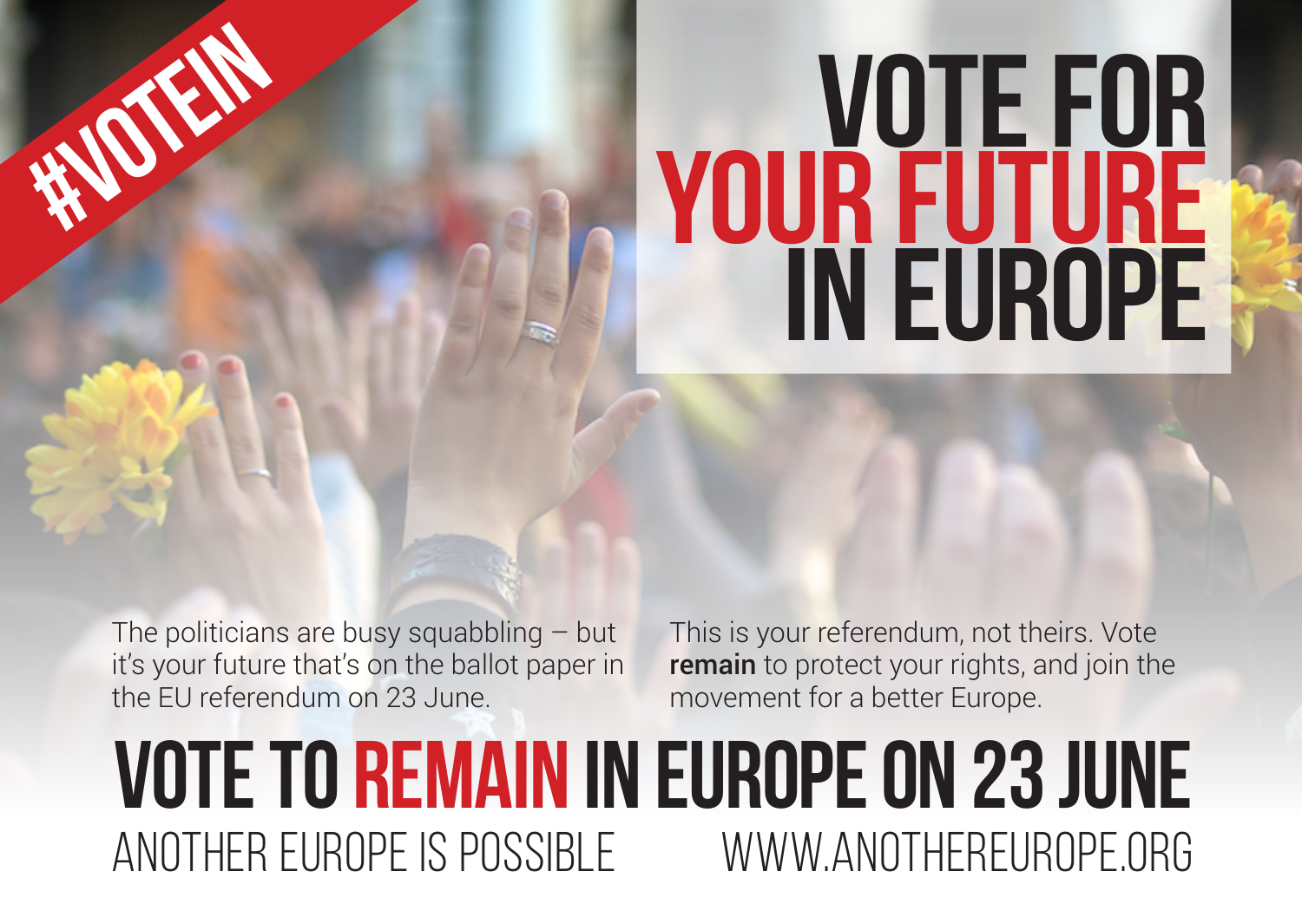#VOTEIN

# VOTE FOR YOUR FUTURE IN EUROPE

The politicians are busy squabbling – but it's your future that's on the ballot paper in the EU referendum on 23 June.

This is your referendum, not theirs. Vote **remain** to protect your rights, and join the movement for a better Europe.

## VOTE TO REMAIN IN EUROPE ON 23 JUNE

ANOTHER EUROPE IS POSSIBLE

WWW.ANOTHEREUROPE.ORG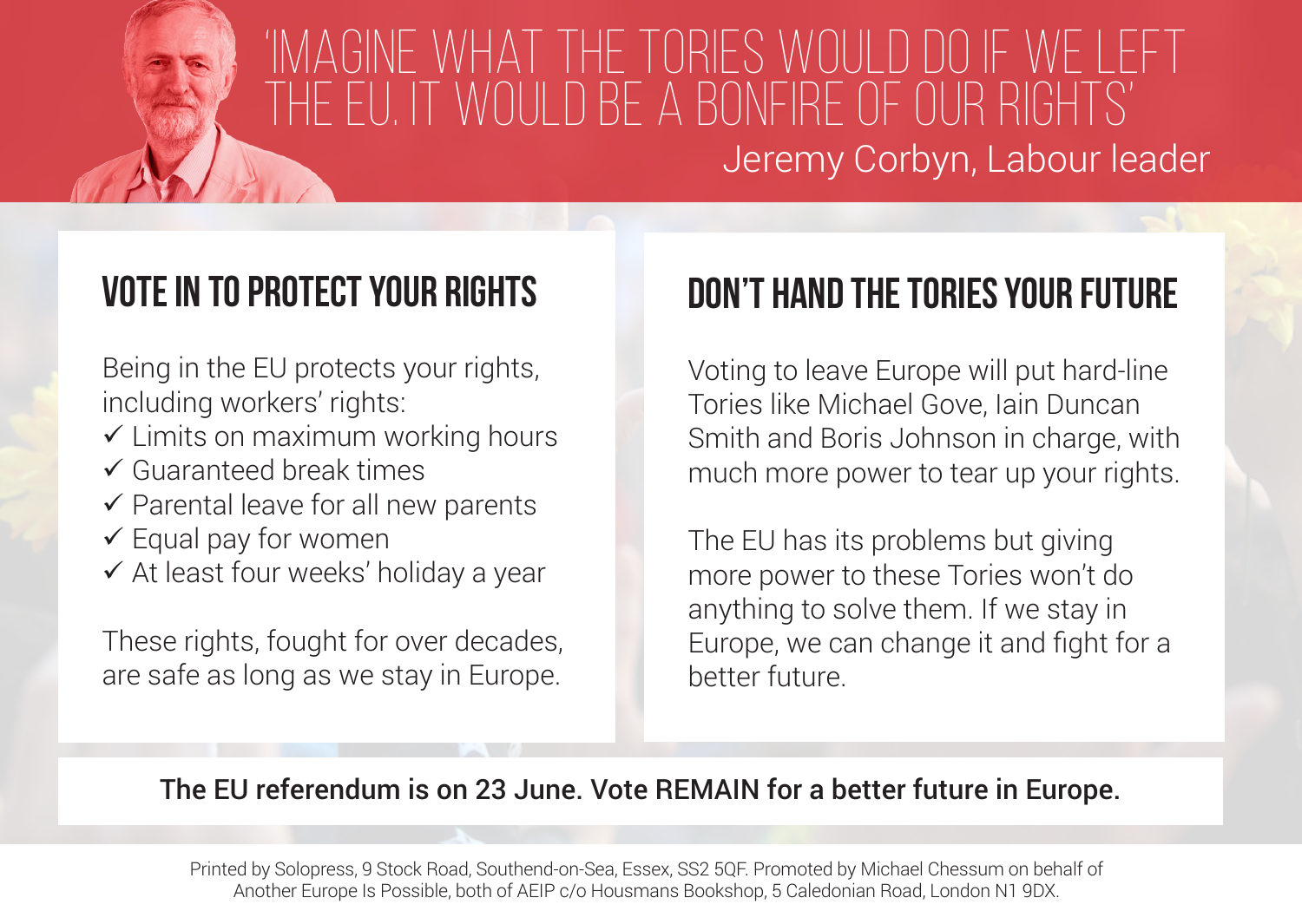# 'IMAGINE WHAT THE TORIES WOULD DO IF WE LEFT THE EU. IT WOULD BE A BONFIRE OF OUR RIGHTS'

Jeremy Corbyn, Labour leader

## VOTE IN TO PROTECT YOUR RIGHTS

Being in the EU protects your rights, including workers' rights:

- ✓ Limits on maximum working hours
- ✓ Guaranteed break times
- ✓ Parental leave for all new parents
- ✓ Equal pay for women
- ✓ At least four weeks' holiday a year

These rights, fought for over decades, are safe as long as we stay in Europe.

## DON'T HAND THE TORIES YOUR FUTURE

Voting to leave Europe will put hard-line Tories like Michael Gove, Iain Duncan Smith and Boris Johnson in charge, with much more power to tear up your rights.

The EU has its problems but giving more power to these Tories won't do anything to solve them. If we stay in Europe, we can change it and fight for a better future.

**The EU referendum is on 23 June. Vote REMAIN for a better future in Europe.**

Printed by Solopress, 9 Stock Road, Southend-on-Sea, Essex, SS2 5QF. Promoted by Michael Chessum on behalf of Another Europe Is Possible, both of AEIP c/o Housmans Bookshop, 5 Caledonian Road, London N1 9DX.